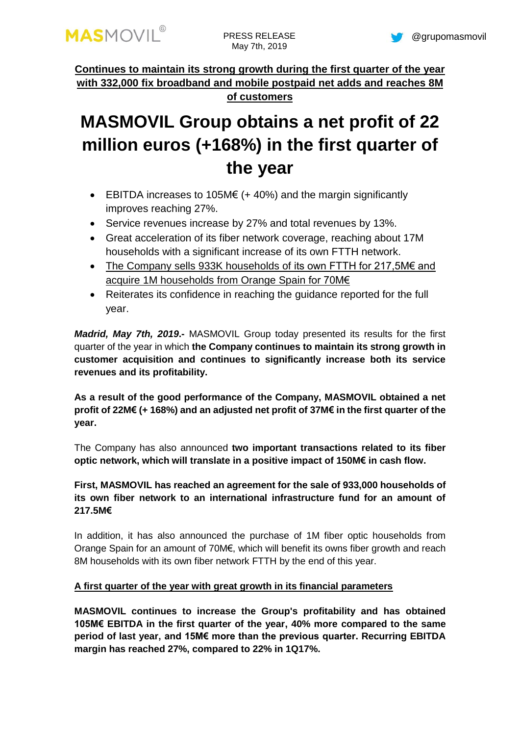MASMOVIL©

PRESS RELEASE
May 7th, 2019

@grupomasmovil

**Continues to maintain its strong growth during the first quarter of the year with 332,000 fix broadband and mobile postpaid net adds and reaches 8M of customers**

# MASMOVIL Group obtains a net profit of 22 million euros (+168%) in the first quarter of the year

- EBITDA increases to 105M€ (+ 40%) and the margin significantly improves reaching 27%.
- Service revenues increase by 27% and total revenues by 13%.
- Great acceleration of its fiber network coverage, reaching about 17M households with a significant increase of its own FTTH network.
- The Company sells 933K households of its own FTTH for 217,5M€ and acquire 1M households from Orange Spain for 70M€
- Reiterates its confidence in reaching the guidance reported for the full year.

***Madrid, May 7th, 2019*.-** MASMOVIL Group today presented its results for the first quarter of the year in which **the Company continues to maintain its strong growth in customer acquisition and continues to significantly increase both its service revenues and its profitability.**

**As a result of the good performance of the Company, MASMOVIL obtained a net profit of 22M€ (+ 168%) and an adjusted net profit of 37M€ in the first quarter of the year.**

The Company has also announced **two important transactions related to its fiber optic network, which will translate in a positive impact of 150M€ in cash flow.**

**First, MASMOVIL has reached an agreement for the sale of 933,000 households of its own fiber network to an international infrastructure fund for an amount of 217.5M€**

In addition, it has also announced the purchase of 1M fiber optic households from Orange Spain for an amount of 70M€, which will benefit its owns fiber growth and reach 8M households with its own fiber network FTTH by the end of this year.

**A first quarter of the year with great growth in its financial parameters**

**MASMOVIL continues to increase the Group's profitability and has obtained 105M€ EBITDA in the first quarter of the year, 40% more compared to the same period of last year, and 15M€ more than the previous quarter. Recurring EBITDA margin has reached 27%, compared to 22% in 1Q17%.**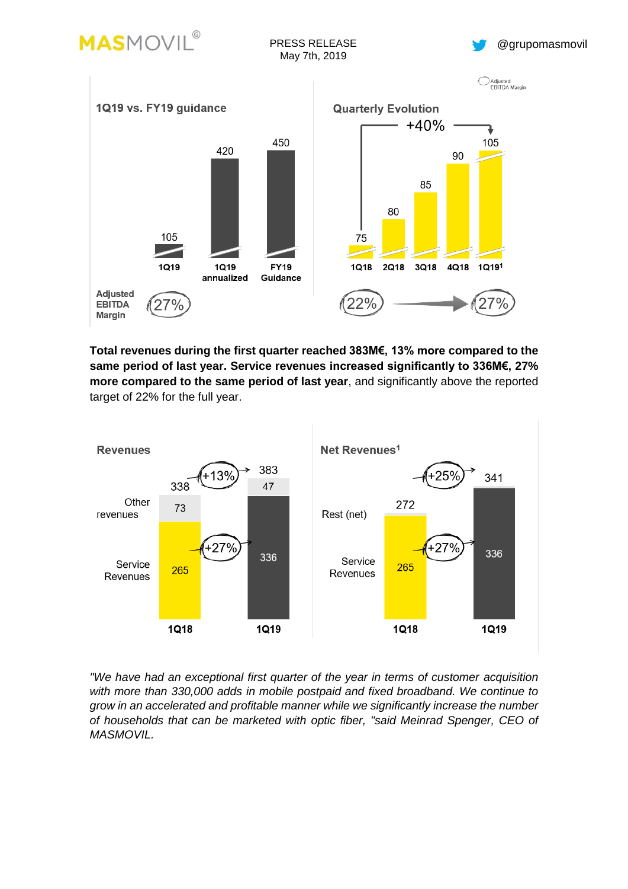**1Q19 vs. FY19 guidance**

| | 1Q19 | 1Q19 annualized | FY19 Guidance |
|---|---|---|---|
| | 105 | 420 | 450 |
| Adjusted EBITDA Margin | 27% | | |

**Quarterly Evolution**

+40%

| 1Q18 | 2Q18 | 3Q18 | 4Q18 | 1Q19[1] |
|---|---|---|---|---|
| 75 | 80 | 85 | 90 | 105 |

Adjusted EBITDA Margin: 22% → 27%

**Total revenues during the first quarter reached 383M€, 13% more compared to the same period of last year. Service revenues increased significantly to 336M€, 27% more compared to the same period of last year**, and significantly above the reported target of 22% for the full year.

**Revenues**

| | 1Q18 | 1Q19 |
|---|---|---|
| Other revenues | 73 | 47 |
| Service Revenues | 265 | 336 |
| Total | 338 | 383 |

Total: +13%; Service Revenues: +27%

**Net Revenues[1]**

| | 1Q18 | 1Q19 |
|---|---|---|
| Rest (net) | | |
| Service Revenues | 265 | 336 |
| Total | 272 | 341 |

Total: +25%; Service Revenues: +27%

*"We have had an exceptional first quarter of the year in terms of customer acquisition with more than 330,000 adds in mobile postpaid and fixed broadband. We continue to grow in an accelerated and profitable manner while we significantly increase the number of households that can be marketed with optic fiber, "said Meinrad Spenger, CEO of MASMOVIL.*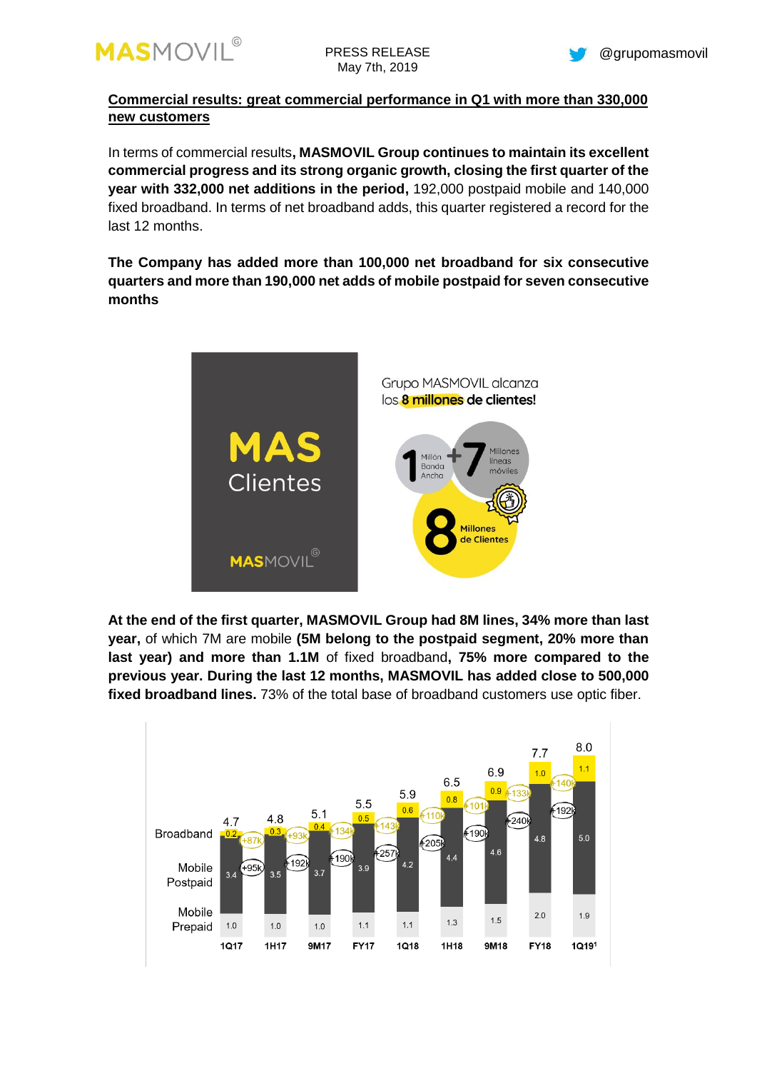## Commercial results: great commercial performance in Q1 with more than 330,000 new customers

In terms of commercial results**, MASMOVIL Group continues to maintain its excellent commercial progress and its strong organic growth, closing the first quarter of the year with 332,000 net additions in the period,** 192,000 postpaid mobile and 140,000 fixed broadband. In terms of net broadband adds, this quarter registered a record for the last 12 months.

**The Company has added more than 100,000 net broadband for six consecutive quarters and more than 190,000 net adds of mobile postpaid for seven consecutive months**

**At the end of the first quarter, MASMOVIL Group had 8M lines, 34% more than last year,** of which 7M are mobile **(5M belong to the postpaid segment, 20% more than last year) and more than 1.1M** of fixed broadband**, 75% more compared to the previous year. During the last 12 months, MASMOVIL has added close to 500,000 fixed broadband lines.** 73% of the total base of broadband customers use optic fiber.

| | 1Q17 | 1H17 | 9M17 | FY17 | 1Q18 | 1H18 | 9M18 | FY18 | 1Q19[1] |
|---|---|---|---|---|---|---|---|---|---|
| Total | 4.7 | 4.8 | 5.1 | 5.5 | 5.9 | 6.5 | 6.9 | 7.7 | 8.0 |
| Broadband | 0.2 | 0.3 | 0.4 | 0.5 | 0.6 | 0.8 | 0.9 | 1.0 | 1.1 |
| Broadband net adds | +87k | +93k | +134k | +143k | +110k | +101k | +133k | +140k | |
| Mobile Postpaid | 3.4 | 3.5 | 3.7 | 3.9 | 4.2 | 4.4 | 4.6 | 4.8 | 5.0 |
| Mobile Postpaid net adds | +95k | +192k | +190k | +257k | +205k | +190k | +240k | +192k | |
| Mobile Prepaid | 1.0 | 1.0 | 1.0 | 1.1 | 1.1 | 1.3 | 1.5 | 2.0 | 1.9 |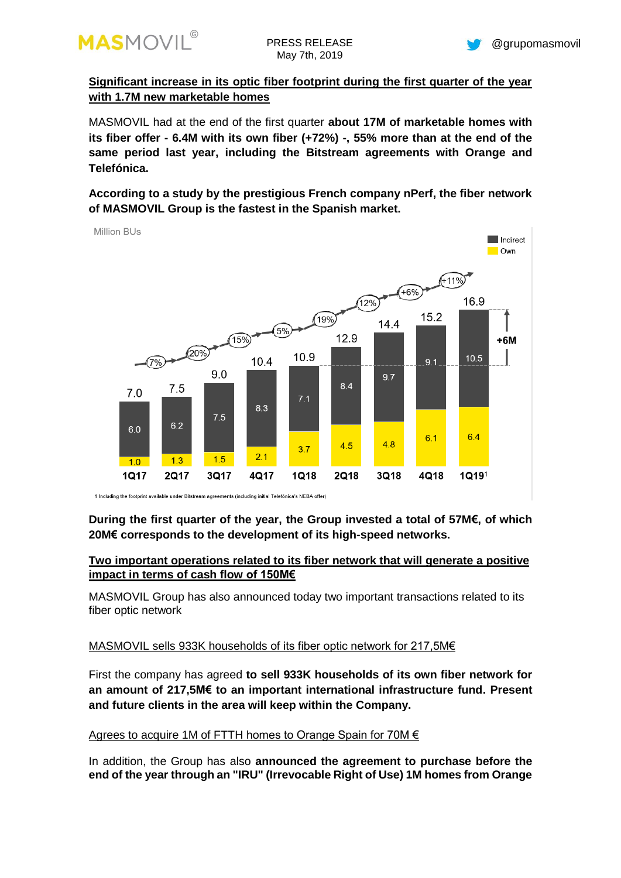**Significant increase in its optic fiber footprint during the first quarter of the year with 1.7M new marketable homes**

MASMOVIL had at the end of the first quarter **about 17M of marketable homes with its fiber offer - 6.4M with its own fiber (+72%) -, 55% more than at the end of the same period last year, including the Bitstream agreements with Orange and Telefónica.**

**According to a study by the prestigious French company nPerf, the fiber network of MASMOVIL Group is the fastest in the Spanish market.**

Million BUs

| | 1Q17 | 2Q17 | 3Q17 | 4Q17 | 1Q18 | 2Q18 | 3Q18 | 4Q18 | 1Q19[1] |
|---|---|---|---|---|---|---|---|---|---|
| Indirect | 6.0 | 6.2 | 7.5 | 8.3 | 7.1 | 8.4 | 9.7 | 9.1 | 10.5 |
| Own | 1.0 | 1.3 | 1.5 | 2.1 | 3.7 | 4.5 | 4.8 | 6.1 | 6.4 |
| Total | 7.0 | 7.5 | 9.0 | 10.4 | 10.9 | 12.9 | 14.4 | 15.2 | 16.9 |
| QoQ growth | | 7% | 20% | 15% | 5% | 19% | 12% | +6% | +11% |

+6M

1 Including the footprint available under Bitstream agreements (including initial Telefónica's NEBA offer)

**During the first quarter of the year, the Group invested a total of 57M€, of which 20M€ corresponds to the development of its high-speed networks.**

**Two important operations related to its fiber network that will generate a positive impact in terms of cash flow of 150M€**

MASMOVIL Group has also announced today two important transactions related to its fiber optic network

MASMOVIL sells 933K households of its fiber optic network for 217,5M€

First the company has agreed **to sell 933K households of its own fiber network for an amount of 217,5M€ to an important international infrastructure fund. Present and future clients in the area will keep within the Company.**

Agrees to acquire 1M of FTTH homes to Orange Spain for 70M €

In addition, the Group has also **announced the agreement to purchase before the end of the year through an "IRU" (Irrevocable Right of Use) 1M homes from Orange**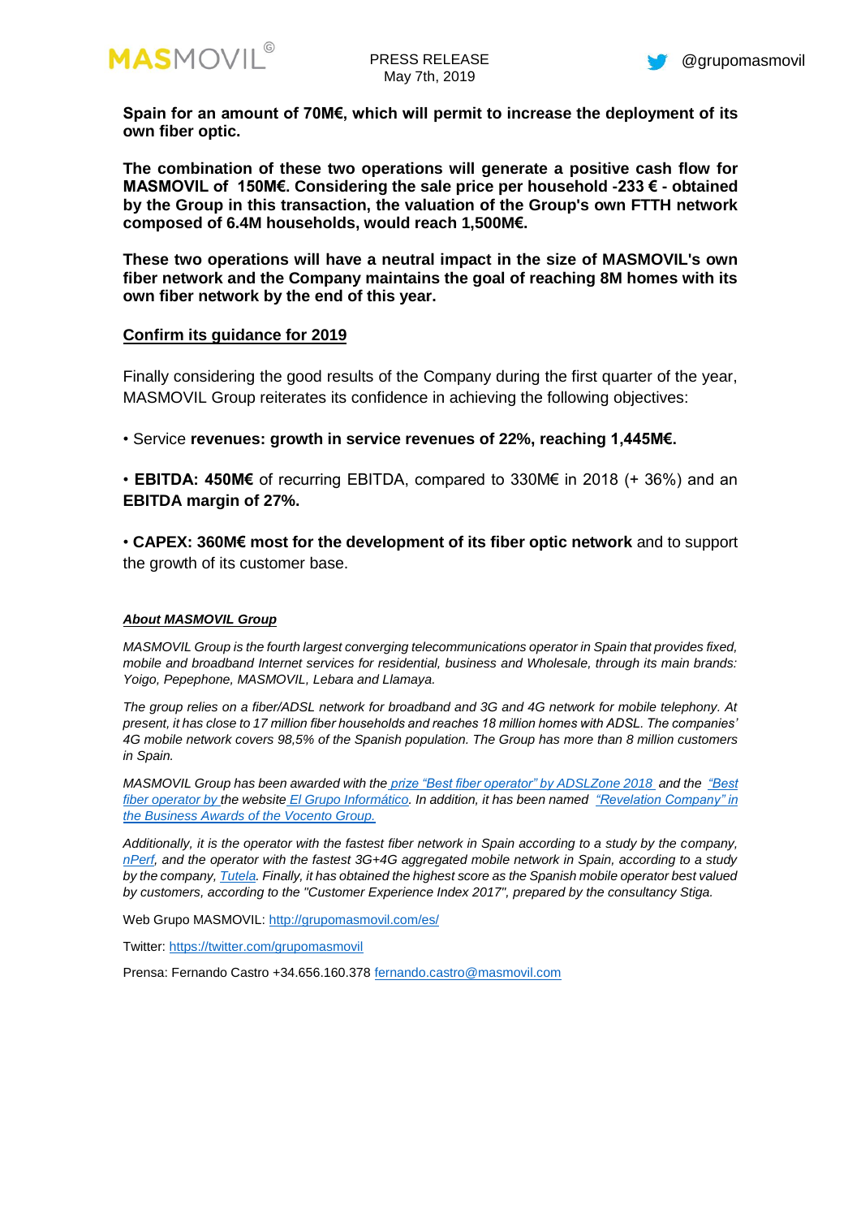**Spain for an amount of 70M€, which will permit to increase the deployment of its own fiber optic.**

**The combination of these two operations will generate a positive cash flow for MASMOVIL of 150M€. Considering the sale price per household -233 € - obtained by the Group in this transaction, the valuation of the Group's own FTTH network composed of 6.4M households, would reach 1,500M€.**

**These two operations will have a neutral impact in the size of MASMOVIL's own fiber network and the Company maintains the goal of reaching 8M homes with its own fiber network by the end of this year.**

## Confirm its guidance for 2019

Finally considering the good results of the Company during the first quarter of the year, MASMOVIL Group reiterates its confidence in achieving the following objectives:

- Service **revenues: growth in service revenues of 22%, reaching 1,445M€.**
- **EBITDA: 450M€** of recurring EBITDA, compared to 330M€ in 2018 (+ 36%) and an **EBITDA margin of 27%.**
- **CAPEX: 360M€ most for the development of its fiber optic network** and to support the growth of its customer base.

### *About MASMOVIL Group*

*MASMOVIL Group is the fourth largest converging telecommunications operator in Spain that provides fixed, mobile and broadband Internet services for residential, business and Wholesale, through its main brands: Yoigo, Pepephone, MASMOVIL, Lebara and Llamaya.*

*The group relies on a fiber/ADSL network for broadband and 3G and 4G network for mobile telephony. At present, it has close to 17 million fiber households and reaches 18 million homes with ADSL. The companies' 4G mobile network covers 98,5% of the Spanish population. The Group has more than 8 million customers in Spain.*

*MASMOVIL Group has been awarded with the prize "Best fiber operator" by ADSLZone 2018 and the "Best fiber operator by the website El Grupo Informático. In addition, it has been named "Revelation Company" in the Business Awards of the Vocento Group.*

*Additionally, it is the operator with the fastest fiber network in Spain according to a study by the company, nPerf, and the operator with the fastest 3G+4G aggregated mobile network in Spain, according to a study by the company, Tutela. Finally, it has obtained the highest score as the Spanish mobile operator best valued by customers, according to the "Customer Experience Index 2017", prepared by the consultancy Stiga.*

Web Grupo MASMOVIL: http://grupomasmovil.com/es/

Twitter: https://twitter.com/grupomasmovil

Prensa: Fernando Castro +34.656.160.378 fernando.castro@masmovil.com